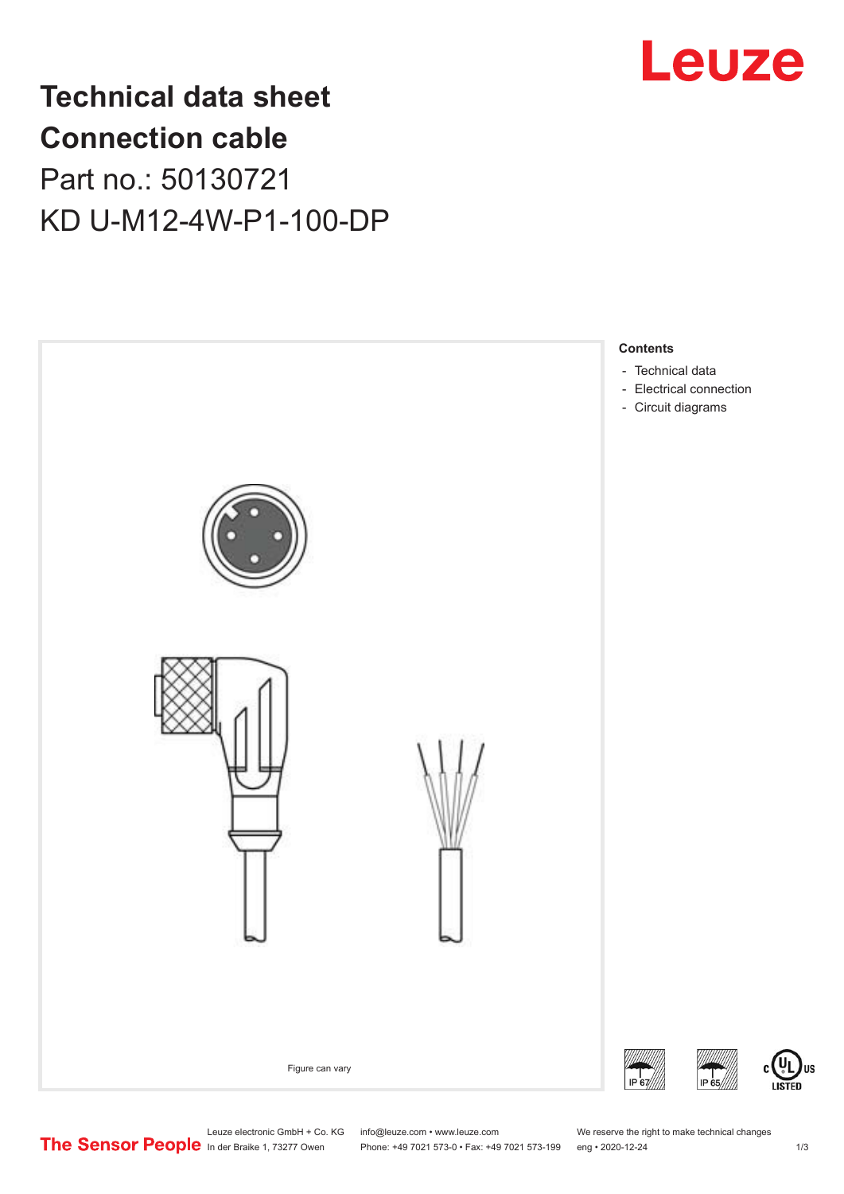# Technical data sheet
# Connection cable

Part no.: 50130721

KD U-M12-4W-P1-100-DP

Figure can vary

**Contents**

- Technical data
- Electrical connection
- Circuit diagrams

Leuze electronic GmbH + Co. KG
In der Braike 1, 73277 Owen

info@leuze.com • www.leuze.com
Phone: +49 7021 573-0 • Fax: +49 7021 573-199

We reserve the right to make technical changes
eng • 2020-12-24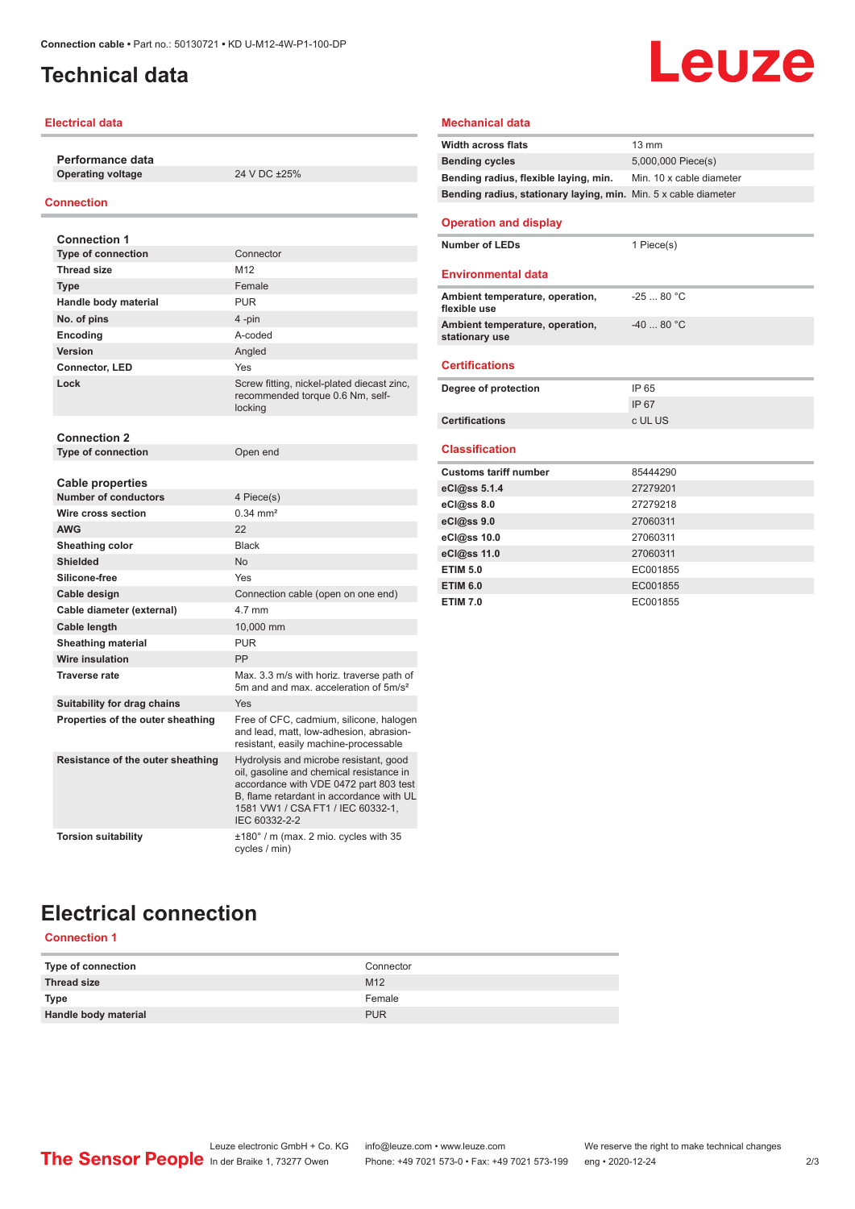# Technical data

## Electrical data

| Performance data | |
|---|---|
| Operating voltage | 24 V DC ±25% |

## Connection

| Connection 1 | |
|---|---|
| Type of connection | Connector |
| Thread size | M12 |
| Type | Female |
| Handle body material | PUR |
| No. of pins | 4 -pin |
| Encoding | A-coded |
| Version | Angled |
| Connector, LED | Yes |
| Lock | Screw fitting, nickel-plated diecast zinc, recommended torque 0.6 Nm, self-locking |

| Connection 2 | |
|---|---|
| Type of connection | Open end |

| Cable properties | |
|---|---|
| Number of conductors | 4 Piece(s) |
| Wire cross section | 0.34 mm² |
| AWG | 22 |
| Sheathing color | Black |
| Shielded | No |
| Silicone-free | Yes |
| Cable design | Connection cable (open on one end) |
| Cable diameter (external) | 4.7 mm |
| Cable length | 10,000 mm |
| Sheathing material | PUR |
| Wire insulation | PP |
| Traverse rate | Max. 3.3 m/s with horiz. traverse path of 5m and and max. acceleration of 5m/s² |
| Suitability for drag chains | Yes |
| Properties of the outer sheathing | Free of CFC, cadmium, silicone, halogen and lead, matt, low-adhesion, abrasion-resistant, easily machine-processable |
| Resistance of the outer sheathing | Hydrolysis and microbe resistant, good oil, gasoline and chemical resistance in accordance with VDE 0472 part 803 test B, flame retardant in accordance with UL 1581 VW1 / CSA FT1 / IEC 60332-1, IEC 60332-2-2 |
| Torsion suitability | ±180° / m (max. 2 mio. cycles with 35 cycles / min) |

## Mechanical data

| | |
|---|---|
| Width across flats | 13 mm |
| Bending cycles | 5,000,000 Piece(s) |
| Bending radius, flexible laying, min. | Min. 10 x cable diameter |
| Bending radius, stationary laying, min. | Min. 5 x cable diameter |

## Operation and display

| | |
|---|---|
| Number of LEDs | 1 Piece(s) |

## Environmental data

| | |
|---|---|
| Ambient temperature, operation, flexible use | -25 ... 80 °C |
| Ambient temperature, operation, stationary use | -40 ... 80 °C |

## Certifications

| | |
|---|---|
| Degree of protection | IP 65 |
| | IP 67 |
| Certifications | c UL US |

## Classification

| | |
|---|---|
| Customs tariff number | 85444290 |
| eCl@ss 5.1.4 | 27279201 |
| eCl@ss 8.0 | 27279218 |
| eCl@ss 9.0 | 27060311 |
| eCl@ss 10.0 | 27060311 |
| eCl@ss 11.0 | 27060311 |
| ETIM 5.0 | EC001855 |
| ETIM 6.0 | EC001855 |
| ETIM 7.0 | EC001855 |

# Electrical connection

## Connection 1

| | |
|---|---|
| Type of connection | Connector |
| Thread size | M12 |
| Type | Female |
| Handle body material | PUR |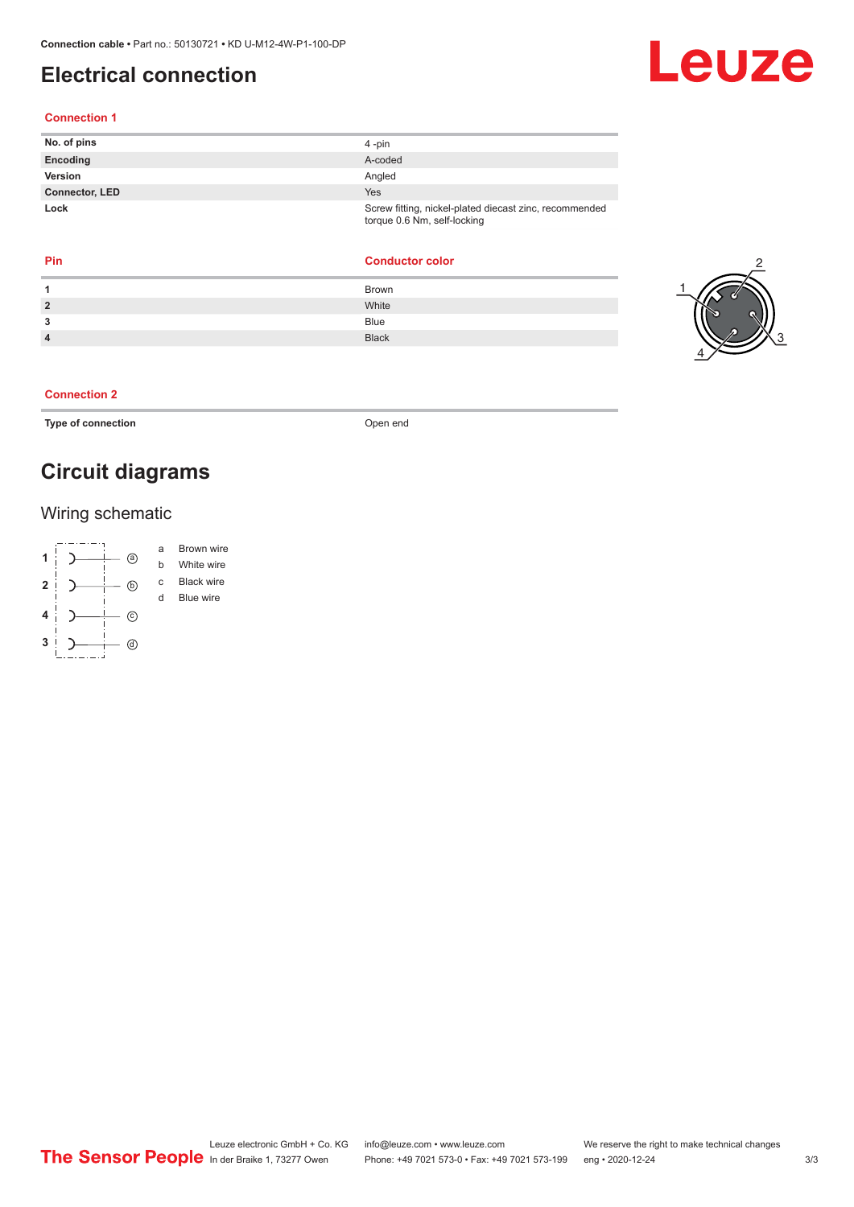# Electrical connection

### Connection 1

| | |
|---|---|
| **No. of pins** | 4 -pin |
| **Encoding** | A-coded |
| **Version** | Angled |
| **Connector, LED** | Yes |
| **Lock** | Screw fitting, nickel-plated diecast zinc, recommended torque 0.6 Nm, self-locking |

| Pin | Conductor color |
|---|---|
| **1** | Brown |
| **2** | White |
| **3** | Blue |
| **4** | Black |

1
2
3
4

### Connection 2

| | |
|---|---|
| **Type of connection** | Open end |

# Circuit diagrams

## Wiring schematic

1
2
4
3
a
b
c
d

- a Brown wire
- b White wire
- c Black wire
- d Blue wire